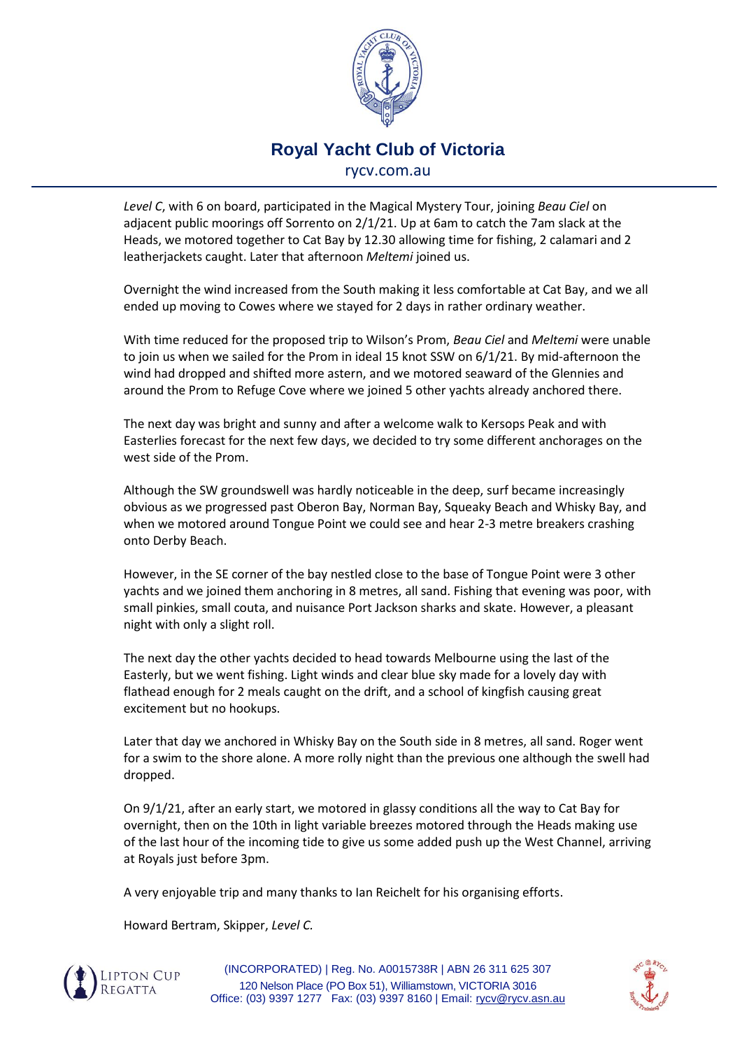*Level C*, with 6 on board, participated in the Magical Mystery Tour, joining *Beau Ciel* on adjacent public moorings off Sorrento on 2/1/21. Up at 6am to catch the 7am slack at the Heads, we motored together to Cat Bay by 12.30 allowing time for fishing, 2 calamari and 2 leatherjackets caught. Later that afternoon *Meltemi* joined us.

Overnight the wind increased from the South making it less comfortable at Cat Bay, and we all ended up moving to Cowes where we stayed for 2 days in rather ordinary weather.

With time reduced for the proposed trip to Wilson's Prom, *Beau Ciel* and *Meltemi* were unable to join us when we sailed for the Prom in ideal 15 knot SSW on 6/1/21. By mid-afternoon the wind had dropped and shifted more astern, and we motored seaward of the Glennies and around the Prom to Refuge Cove where we joined 5 other yachts already anchored there.

The next day was bright and sunny and after a welcome walk to Kersops Peak and with Easterlies forecast for the next few days, we decided to try some different anchorages on the west side of the Prom.

Although the SW groundswell was hardly noticeable in the deep, surf became increasingly obvious as we progressed past Oberon Bay, Norman Bay, Squeaky Beach and Whisky Bay, and when we motored around Tongue Point we could see and hear 2-3 metre breakers crashing onto Derby Beach.

However, in the SE corner of the bay nestled close to the base of Tongue Point were 3 other yachts and we joined them anchoring in 8 metres, all sand. Fishing that evening was poor, with small pinkies, small couta, and nuisance Port Jackson sharks and skate. However, a pleasant night with only a slight roll.

The next day the other yachts decided to head towards Melbourne using the last of the Easterly, but we went fishing. Light winds and clear blue sky made for a lovely day with flathead enough for 2 meals caught on the drift, and a school of kingfish causing great excitement but no hookups.

Later that day we anchored in Whisky Bay on the South side in 8 metres, all sand. Roger went for a swim to the shore alone. A more rolly night than the previous one although the swell had dropped.

On 9/1/21, after an early start, we motored in glassy conditions all the way to Cat Bay for overnight, then on the 10th in light variable breezes motored through the Heads making use of the last hour of the incoming tide to give us some added push up the West Channel, arriving at Royals just before 3pm.

A very enjoyable trip and many thanks to Ian Reichelt for his organising efforts.

Howard Bertram, Skipper, *Level C.*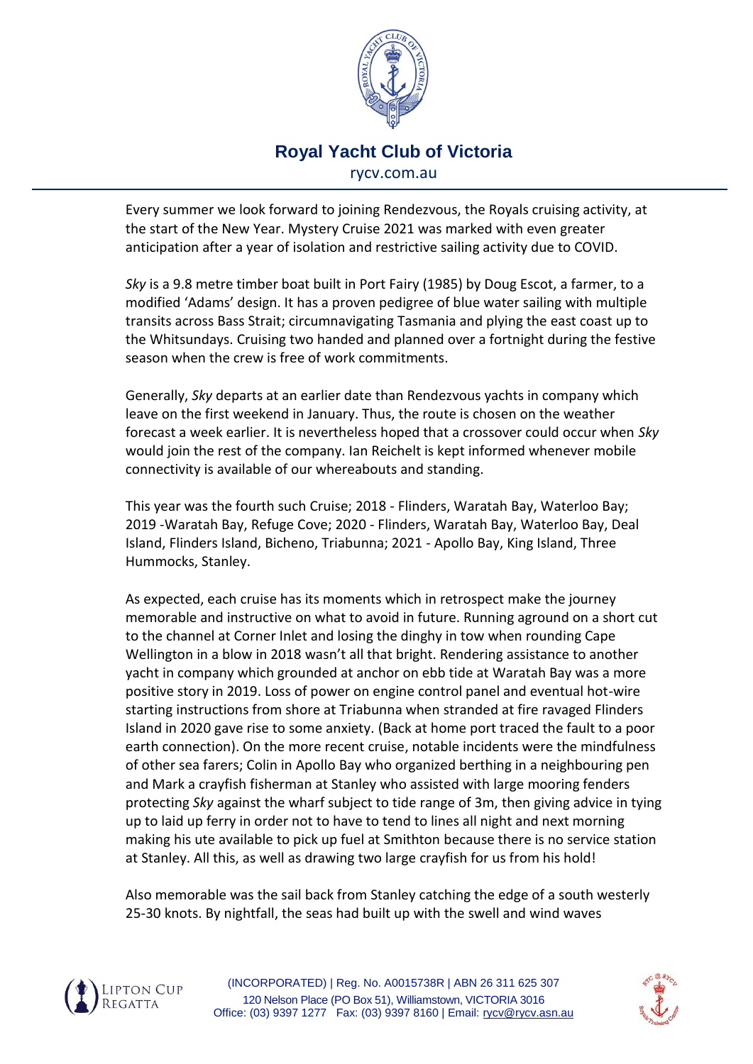Every summer we look forward to joining Rendezvous, the Royals cruising activity, at the start of the New Year. Mystery Cruise 2021 was marked with even greater anticipation after a year of isolation and restrictive sailing activity due to COVID.

*Sky* is a 9.8 metre timber boat built in Port Fairy (1985) by Doug Escot, a farmer, to a modified 'Adams' design. It has a proven pedigree of blue water sailing with multiple transits across Bass Strait; circumnavigating Tasmania and plying the east coast up to the Whitsundays. Cruising two handed and planned over a fortnight during the festive season when the crew is free of work commitments.

Generally, *Sky* departs at an earlier date than Rendezvous yachts in company which leave on the first weekend in January. Thus, the route is chosen on the weather forecast a week earlier. It is nevertheless hoped that a crossover could occur when *Sky* would join the rest of the company. Ian Reichelt is kept informed whenever mobile connectivity is available of our whereabouts and standing.

This year was the fourth such Cruise; 2018 - Flinders, Waratah Bay, Waterloo Bay; 2019 -Waratah Bay, Refuge Cove; 2020 - Flinders, Waratah Bay, Waterloo Bay, Deal Island, Flinders Island, Bicheno, Triabunna; 2021 - Apollo Bay, King Island, Three Hummocks, Stanley.

As expected, each cruise has its moments which in retrospect make the journey memorable and instructive on what to avoid in future. Running aground on a short cut to the channel at Corner Inlet and losing the dinghy in tow when rounding Cape Wellington in a blow in 2018 wasn't all that bright. Rendering assistance to another yacht in company which grounded at anchor on ebb tide at Waratah Bay was a more positive story in 2019. Loss of power on engine control panel and eventual hot-wire starting instructions from shore at Triabunna when stranded at fire ravaged Flinders Island in 2020 gave rise to some anxiety. (Back at home port traced the fault to a poor earth connection). On the more recent cruise, notable incidents were the mindfulness of other sea farers; Colin in Apollo Bay who organized berthing in a neighbouring pen and Mark a crayfish fisherman at Stanley who assisted with large mooring fenders protecting *Sky* against the wharf subject to tide range of 3m, then giving advice in tying up to laid up ferry in order not to have to tend to lines all night and next morning making his ute available to pick up fuel at Smithton because there is no service station at Stanley. All this, as well as drawing two large crayfish for us from his hold!

Also memorable was the sail back from Stanley catching the edge of a south westerly 25-30 knots. By nightfall, the seas had built up with the swell and wind waves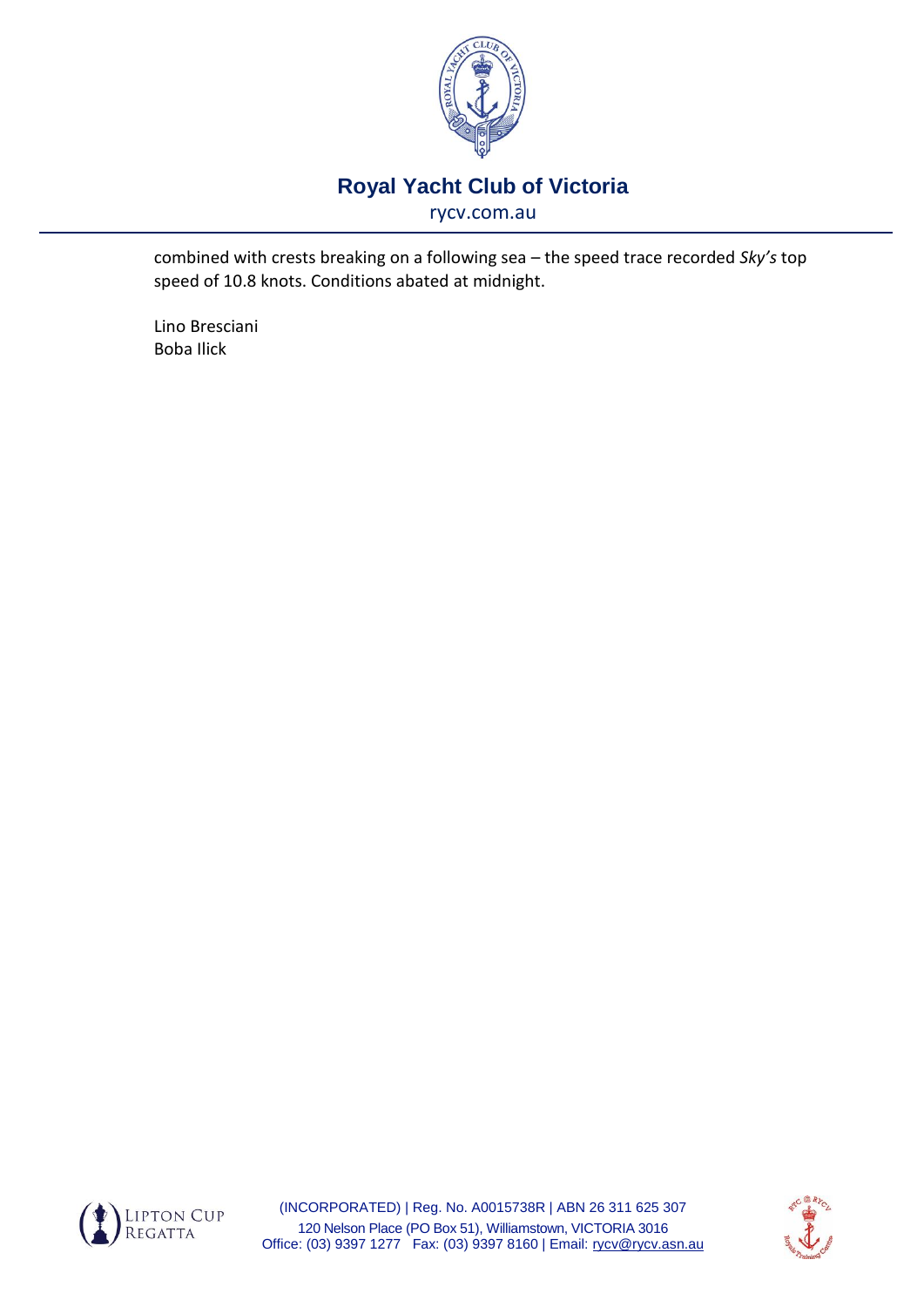combined with crests breaking on a following sea – the speed trace recorded *Sky's* top speed of 10.8 knots. Conditions abated at midnight.

Lino Bresciani
Boba Ilick